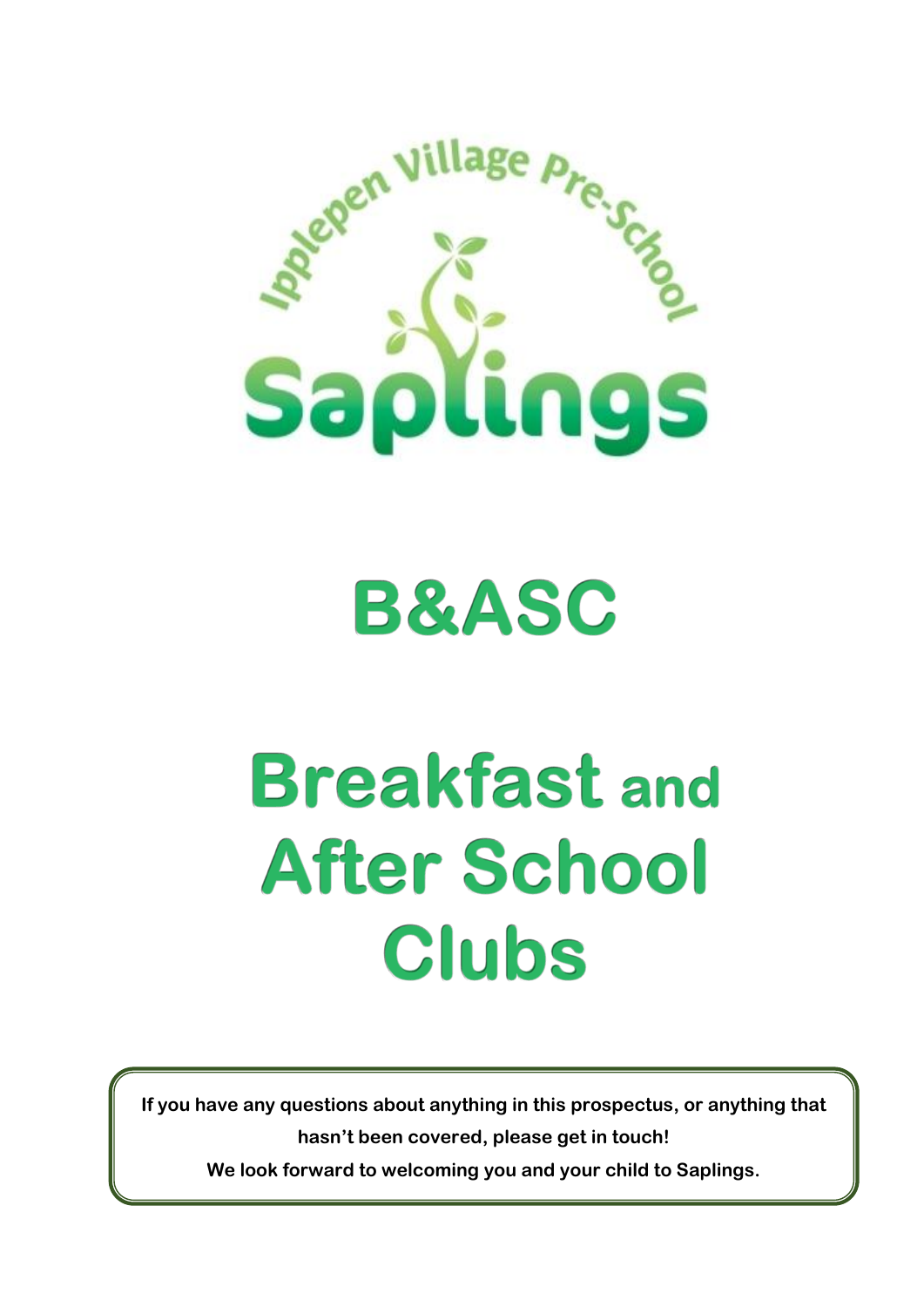Ipplepen Village Pre-School

# Saplings

# B&ASC

# Breakfast and After School Clubs

**If you have any questions about anything in this prospectus, or anything that hasn't been covered, please get in touch!**
**We look forward to welcoming you and your child to Saplings.**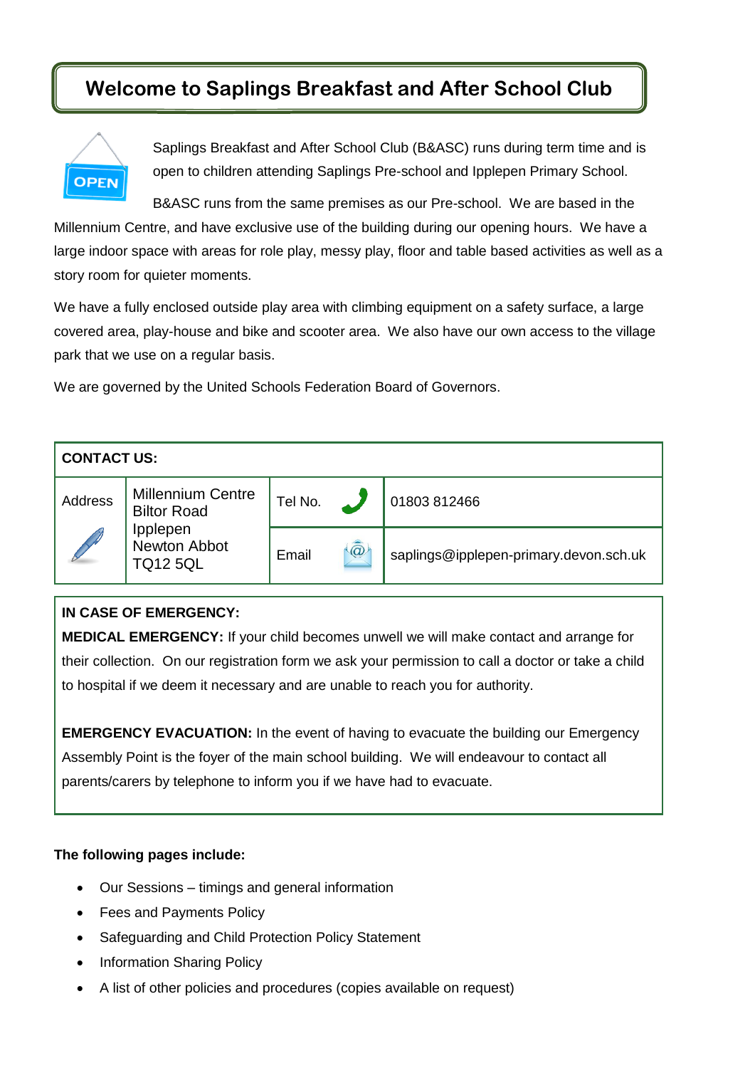# Welcome to Saplings Breakfast and After School Club

Saplings Breakfast and After School Club (B&ASC) runs during term time and is open to children attending Saplings Pre-school and Ipplepen Primary School.

B&ASC runs from the same premises as our Pre-school. We are based in the Millennium Centre, and have exclusive use of the building during our opening hours. We have a large indoor space with areas for role play, messy play, floor and table based activities as well as a story room for quieter moments.

We have a fully enclosed outside play area with climbing equipment on a safety surface, a large covered area, play-house and bike and scooter area. We also have our own access to the village park that we use on a regular basis.

We are governed by the United Schools Federation Board of Governors.

| **CONTACT US:** | | | |
|---|---|---|---|
| Address | Millennium Centre<br>Biltor Road<br>Ipplepen<br>Newton Abbot<br>TQ12 5QL | Tel No. | 01803 812466 |
| | | Email | saplings@ipplepen-primary.devon.sch.uk |

**IN CASE OF EMERGENCY:**

**MEDICAL EMERGENCY:** If your child becomes unwell we will make contact and arrange for their collection. On our registration form we ask your permission to call a doctor or take a child to hospital if we deem it necessary and are unable to reach you for authority.

**EMERGENCY EVACUATION:** In the event of having to evacuate the building our Emergency Assembly Point is the foyer of the main school building. We will endeavour to contact all parents/carers by telephone to inform you if we have had to evacuate.

**The following pages include:**

- Our Sessions – timings and general information
- Fees and Payments Policy
- Safeguarding and Child Protection Policy Statement
- Information Sharing Policy
- A list of other policies and procedures (copies available on request)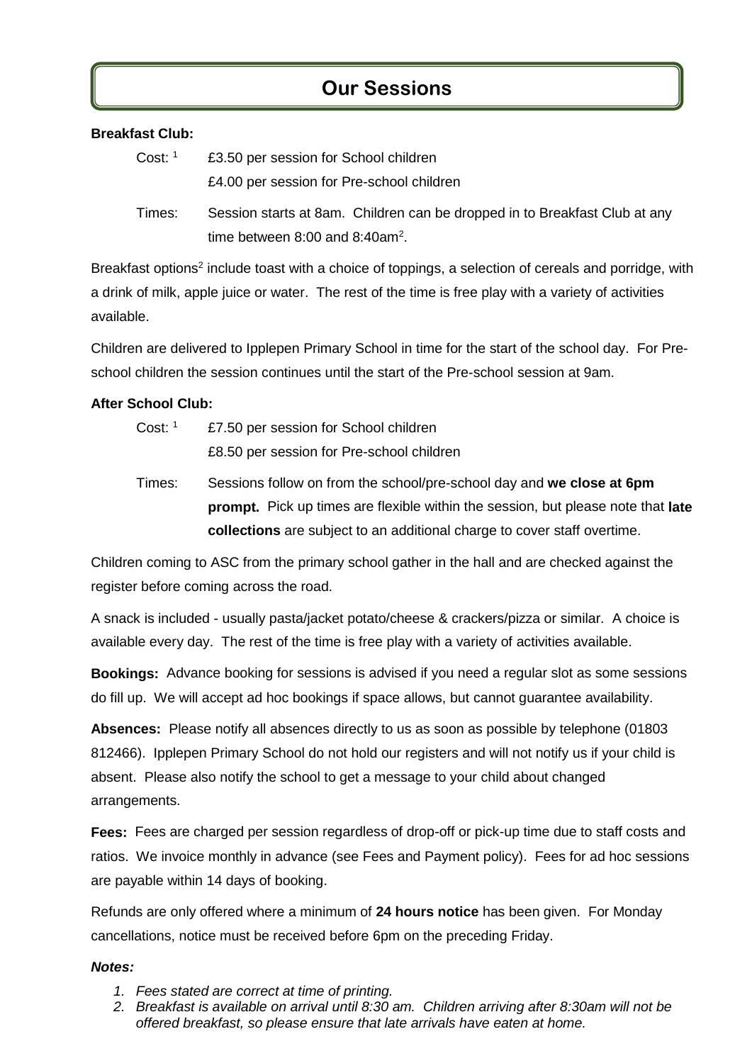# Our Sessions

**Breakfast Club:**

Cost: [1] £3.50 per session for School children
£4.00 per session for Pre-school children

Times: Session starts at 8am. Children can be dropped in to Breakfast Club at any time between 8:00 and 8:40am[2].

Breakfast options[2] include toast with a choice of toppings, a selection of cereals and porridge, with a drink of milk, apple juice or water. The rest of the time is free play with a variety of activities available.

Children are delivered to Ipplepen Primary School in time for the start of the school day. For Pre-school children the session continues until the start of the Pre-school session at 9am.

**After School Club:**

Cost: [1] £7.50 per session for School children
£8.50 per session for Pre-school children

Times: Sessions follow on from the school/pre-school day and **we close at 6pm prompt.** Pick up times are flexible within the session, but please note that **late collections** are subject to an additional charge to cover staff overtime.

Children coming to ASC from the primary school gather in the hall and are checked against the register before coming across the road.

A snack is included - usually pasta/jacket potato/cheese & crackers/pizza or similar. A choice is available every day. The rest of the time is free play with a variety of activities available.

**Bookings:** Advance booking for sessions is advised if you need a regular slot as some sessions do fill up. We will accept ad hoc bookings if space allows, but cannot guarantee availability.

**Absences:** Please notify all absences directly to us as soon as possible by telephone (01803 812466). Ipplepen Primary School do not hold our registers and will not notify us if your child is absent. Please also notify the school to get a message to your child about changed arrangements.

**Fees:** Fees are charged per session regardless of drop-off or pick-up time due to staff costs and ratios. We invoice monthly in advance (see Fees and Payment policy). Fees for ad hoc sessions are payable within 14 days of booking.

Refunds are only offered where a minimum of **24 hours notice** has been given. For Monday cancellations, notice must be received before 6pm on the preceding Friday.

***Notes:***

1. *Fees stated are correct at time of printing.*
2. *Breakfast is available on arrival until 8:30 am. Children arriving after 8:30am will not be offered breakfast, so please ensure that late arrivals have eaten at home.*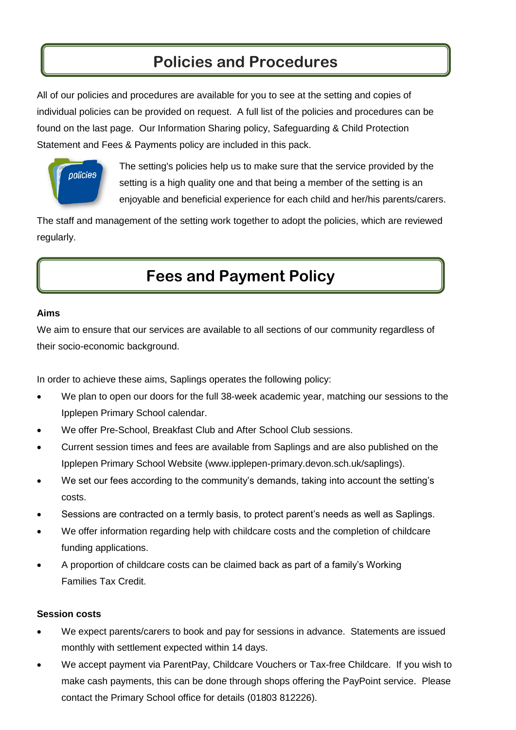# Policies and Procedures

All of our policies and procedures are available for you to see at the setting and copies of individual policies can be provided on request. A full list of the policies and procedures can be found on the last page. Our Information Sharing policy, Safeguarding & Child Protection Statement and Fees & Payments policy are included in this pack.

The setting's policies help us to make sure that the service provided by the setting is a high quality one and that being a member of the setting is an enjoyable and beneficial experience for each child and her/his parents/carers.

The staff and management of the setting work together to adopt the policies, which are reviewed regularly.

# Fees and Payment Policy

**Aims**

We aim to ensure that our services are available to all sections of our community regardless of their socio-economic background.

In order to achieve these aims, Saplings operates the following policy:

- We plan to open our doors for the full 38-week academic year, matching our sessions to the Ipplepen Primary School calendar.
- We offer Pre-School, Breakfast Club and After School Club sessions.
- Current session times and fees are available from Saplings and are also published on the Ipplepen Primary School Website (www.ipplepen-primary.devon.sch.uk/saplings).
- We set our fees according to the community's demands, taking into account the setting's costs.
- Sessions are contracted on a termly basis, to protect parent's needs as well as Saplings.
- We offer information regarding help with childcare costs and the completion of childcare funding applications.
- A proportion of childcare costs can be claimed back as part of a family's Working Families Tax Credit.

**Session costs**

- We expect parents/carers to book and pay for sessions in advance. Statements are issued monthly with settlement expected within 14 days.
- We accept payment via ParentPay, Childcare Vouchers or Tax-free Childcare. If you wish to make cash payments, this can be done through shops offering the PayPoint service. Please contact the Primary School office for details (01803 812226).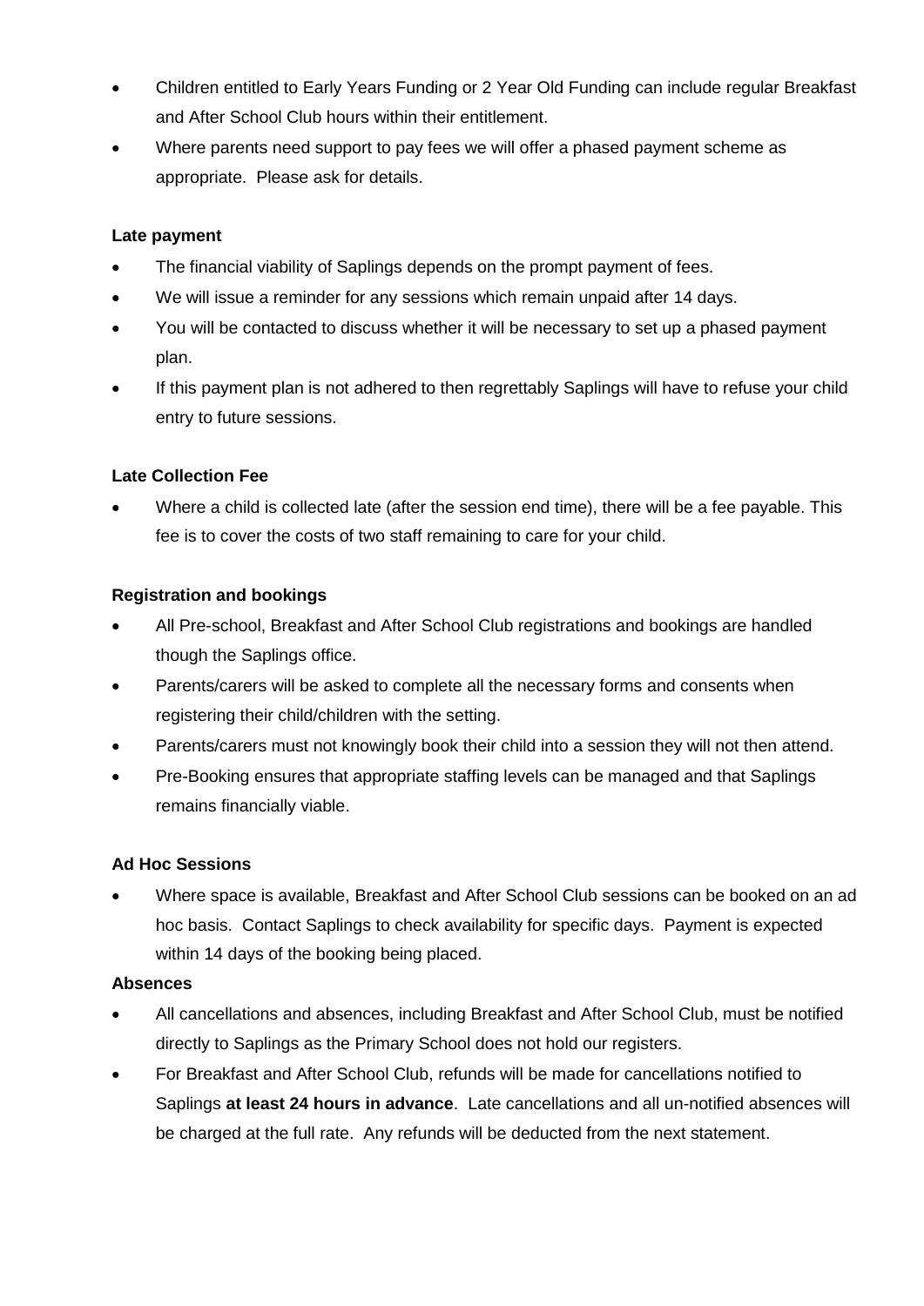- Children entitled to Early Years Funding or 2 Year Old Funding can include regular Breakfast and After School Club hours within their entitlement.
- Where parents need support to pay fees we will offer a phased payment scheme as appropriate. Please ask for details.

**Late payment**

- The financial viability of Saplings depends on the prompt payment of fees.
- We will issue a reminder for any sessions which remain unpaid after 14 days.
- You will be contacted to discuss whether it will be necessary to set up a phased payment plan.
- If this payment plan is not adhered to then regrettably Saplings will have to refuse your child entry to future sessions.

**Late Collection Fee**

- Where a child is collected late (after the session end time), there will be a fee payable. This fee is to cover the costs of two staff remaining to care for your child.

**Registration and bookings**

- All Pre-school, Breakfast and After School Club registrations and bookings are handled though the Saplings office.
- Parents/carers will be asked to complete all the necessary forms and consents when registering their child/children with the setting.
- Parents/carers must not knowingly book their child into a session they will not then attend.
- Pre-Booking ensures that appropriate staffing levels can be managed and that Saplings remains financially viable.

**Ad Hoc Sessions**

- Where space is available, Breakfast and After School Club sessions can be booked on an ad hoc basis. Contact Saplings to check availability for specific days. Payment is expected within 14 days of the booking being placed.

**Absences**

- All cancellations and absences, including Breakfast and After School Club, must be notified directly to Saplings as the Primary School does not hold our registers.
- For Breakfast and After School Club, refunds will be made for cancellations notified to Saplings **at least 24 hours in advance**. Late cancellations and all un-notified absences will be charged at the full rate. Any refunds will be deducted from the next statement.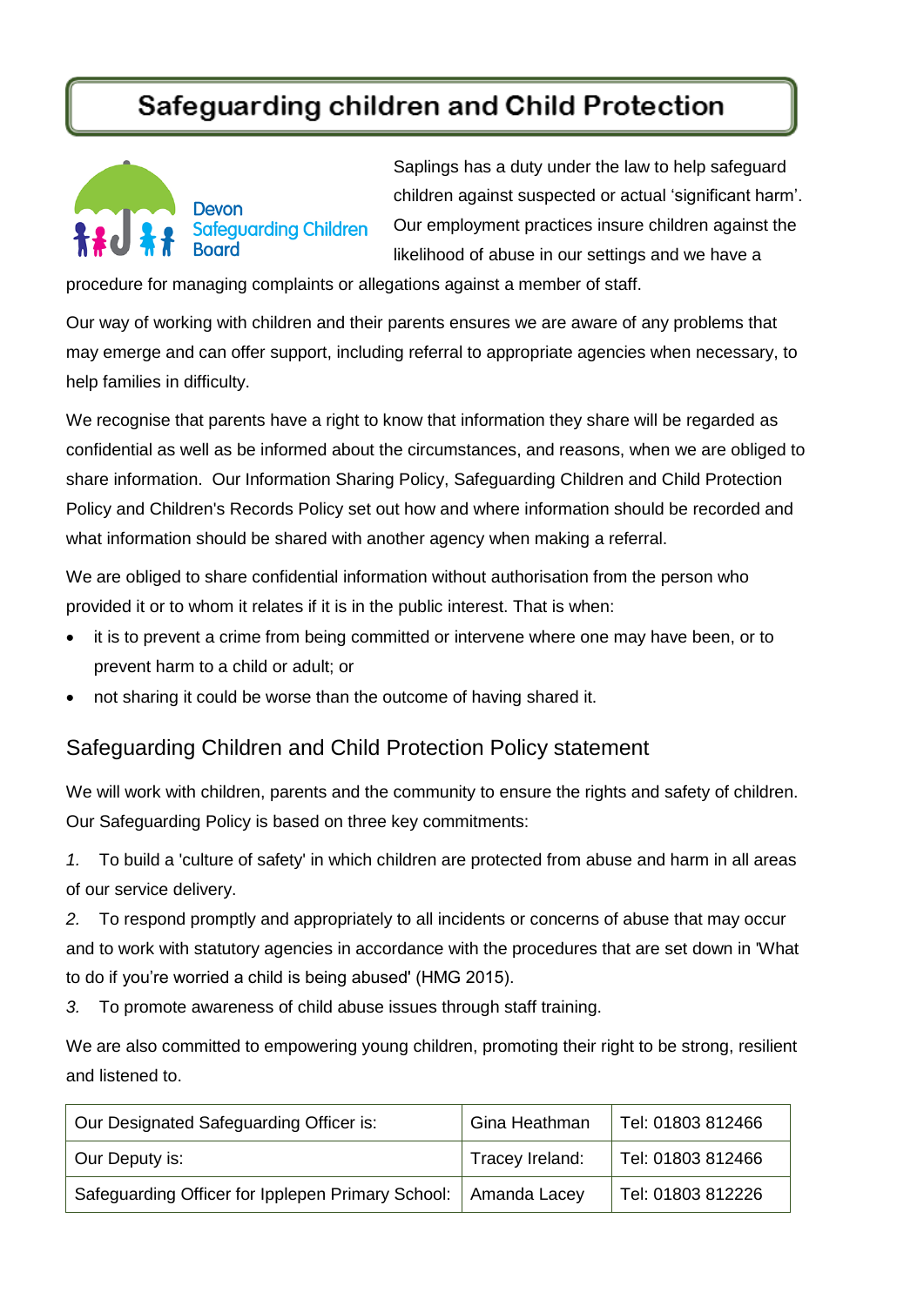# Safeguarding children and Child Protection

Devon Safeguarding Children Board

Saplings has a duty under the law to help safeguard children against suspected or actual 'significant harm'. Our employment practices insure children against the likelihood of abuse in our settings and we have a procedure for managing complaints or allegations against a member of staff.

Our way of working with children and their parents ensures we are aware of any problems that may emerge and can offer support, including referral to appropriate agencies when necessary, to help families in difficulty.

We recognise that parents have a right to know that information they share will be regarded as confidential as well as be informed about the circumstances, and reasons, when we are obliged to share information. Our Information Sharing Policy, Safeguarding Children and Child Protection Policy and Children's Records Policy set out how and where information should be recorded and what information should be shared with another agency when making a referral.

We are obliged to share confidential information without authorisation from the person who provided it or to whom it relates if it is in the public interest. That is when:

- it is to prevent a crime from being committed or intervene where one may have been, or to prevent harm to a child or adult; or
- not sharing it could be worse than the outcome of having shared it.

## Safeguarding Children and Child Protection Policy statement

We will work with children, parents and the community to ensure the rights and safety of children. Our Safeguarding Policy is based on three key commitments:

1. To build a 'culture of safety' in which children are protected from abuse and harm in all areas of our service delivery.
2. To respond promptly and appropriately to all incidents or concerns of abuse that may occur and to work with statutory agencies in accordance with the procedures that are set down in 'What to do if you're worried a child is being abused' (HMG 2015).
3. To promote awareness of child abuse issues through staff training.

We are also committed to empowering young children, promoting their right to be strong, resilient and listened to.

| | | |
|---|---|---|
| Our Designated Safeguarding Officer is: | Gina Heathman | Tel: 01803 812466 |
| Our Deputy is: | Tracey Ireland: | Tel: 01803 812466 |
| Safeguarding Officer for Ipplepen Primary School: | Amanda Lacey | Tel: 01803 812226 |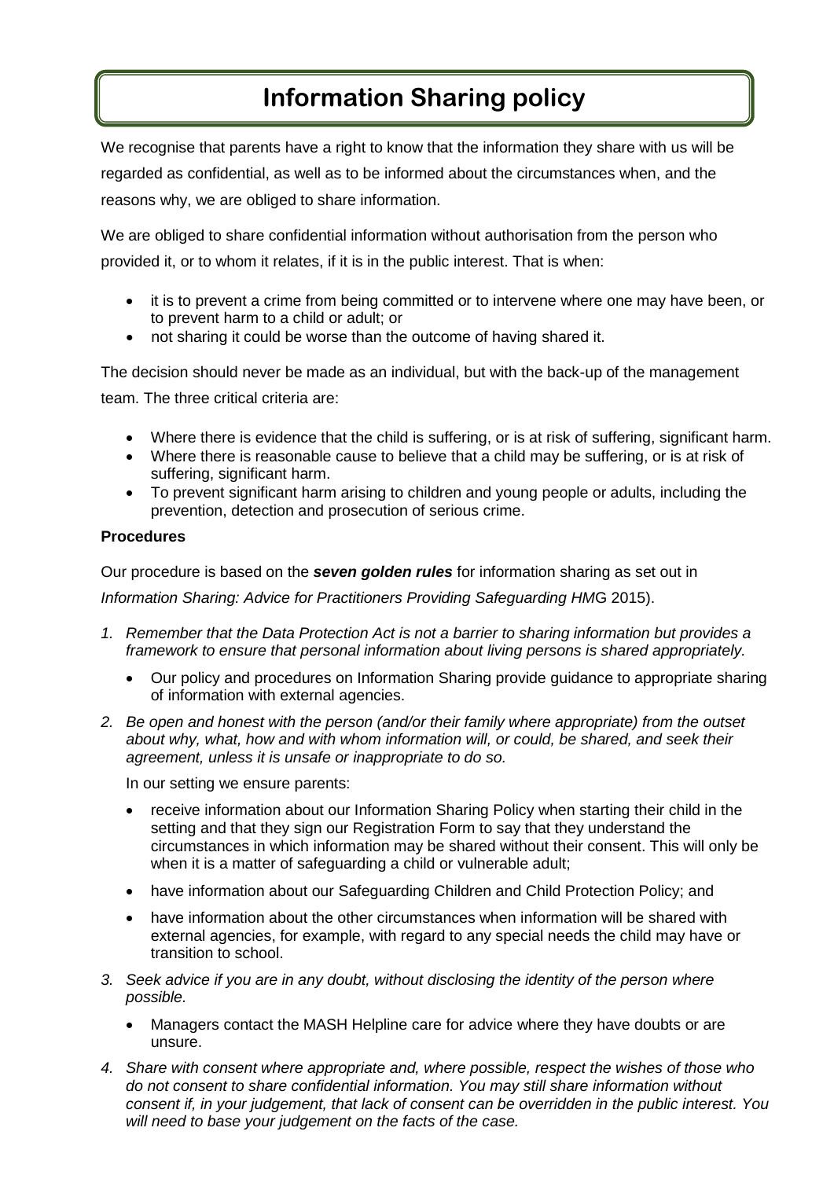# Information Sharing policy

We recognise that parents have a right to know that the information they share with us will be regarded as confidential, as well as to be informed about the circumstances when, and the reasons why, we are obliged to share information.

We are obliged to share confidential information without authorisation from the person who provided it, or to whom it relates, if it is in the public interest. That is when:

- it is to prevent a crime from being committed or to intervene where one may have been, or to prevent harm to a child or adult; or
- not sharing it could be worse than the outcome of having shared it.

The decision should never be made as an individual, but with the back-up of the management team. The three critical criteria are:

- Where there is evidence that the child is suffering, or is at risk of suffering, significant harm.
- Where there is reasonable cause to believe that a child may be suffering, or is at risk of suffering, significant harm.
- To prevent significant harm arising to children and young people or adults, including the prevention, detection and prosecution of serious crime.

**Procedures**

Our procedure is based on the ***seven golden rules*** for information sharing as set out in *Information Sharing: Advice for Practitioners Providing Safeguarding HM*G 2015).

1. *Remember that the Data Protection Act is not a barrier to sharing information but provides a framework to ensure that personal information about living persons is shared appropriately.*
   - Our policy and procedures on Information Sharing provide guidance to appropriate sharing of information with external agencies.
2. *Be open and honest with the person (and/or their family where appropriate) from the outset about why, what, how and with whom information will, or could, be shared, and seek their agreement, unless it is unsafe or inappropriate to do so.*

   In our setting we ensure parents:

   - receive information about our Information Sharing Policy when starting their child in the setting and that they sign our Registration Form to say that they understand the circumstances in which information may be shared without their consent. This will only be when it is a matter of safeguarding a child or vulnerable adult;
   - have information about our Safeguarding Children and Child Protection Policy; and
   - have information about the other circumstances when information will be shared with external agencies, for example, with regard to any special needs the child may have or transition to school.
3. *Seek advice if you are in any doubt, without disclosing the identity of the person where possible.*
   - Managers contact the MASH Helpline care for advice where they have doubts or are unsure.
4. *Share with consent where appropriate and, where possible, respect the wishes of those who do not consent to share confidential information. You may still share information without consent if, in your judgement, that lack of consent can be overridden in the public interest. You will need to base your judgement on the facts of the case.*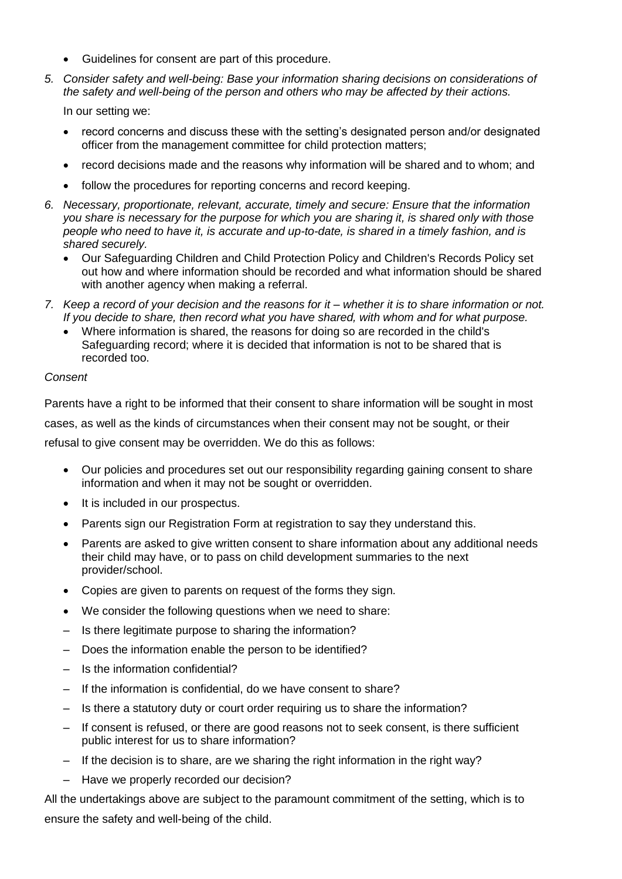- Guidelines for consent are part of this procedure.

5. *Consider safety and well-being: Base your information sharing decisions on considerations of the safety and well-being of the person and others who may be affected by their actions.*

   In our setting we:

   - record concerns and discuss these with the setting's designated person and/or designated officer from the management committee for child protection matters;
   - record decisions made and the reasons why information will be shared and to whom; and
   - follow the procedures for reporting concerns and record keeping.

6. *Necessary, proportionate, relevant, accurate, timely and secure: Ensure that the information you share is necessary for the purpose for which you are sharing it, is shared only with those people who need to have it, is accurate and up-to-date, is shared in a timely fashion, and is shared securely.*
   - Our Safeguarding Children and Child Protection Policy and Children's Records Policy set out how and where information should be recorded and what information should be shared with another agency when making a referral.

7. *Keep a record of your decision and the reasons for it – whether it is to share information or not. If you decide to share, then record what you have shared, with whom and for what purpose.*
   - Where information is shared, the reasons for doing so are recorded in the child's Safeguarding record; where it is decided that information is not to be shared that is recorded too.

*Consent*

Parents have a right to be informed that their consent to share information will be sought in most cases, as well as the kinds of circumstances when their consent may not be sought, or their refusal to give consent may be overridden. We do this as follows:

- Our policies and procedures set out our responsibility regarding gaining consent to share information and when it may not be sought or overridden.
- It is included in our prospectus.
- Parents sign our Registration Form at registration to say they understand this.
- Parents are asked to give written consent to share information about any additional needs their child may have, or to pass on child development summaries to the next provider/school.
- Copies are given to parents on request of the forms they sign.
- We consider the following questions when we need to share:
  - Is there legitimate purpose to sharing the information?
  - Does the information enable the person to be identified?
  - Is the information confidential?
  - If the information is confidential, do we have consent to share?
  - Is there a statutory duty or court order requiring us to share the information?
  - If consent is refused, or there are good reasons not to seek consent, is there sufficient public interest for us to share information?
  - If the decision is to share, are we sharing the right information in the right way?
  - Have we properly recorded our decision?

All the undertakings above are subject to the paramount commitment of the setting, which is to ensure the safety and well-being of the child.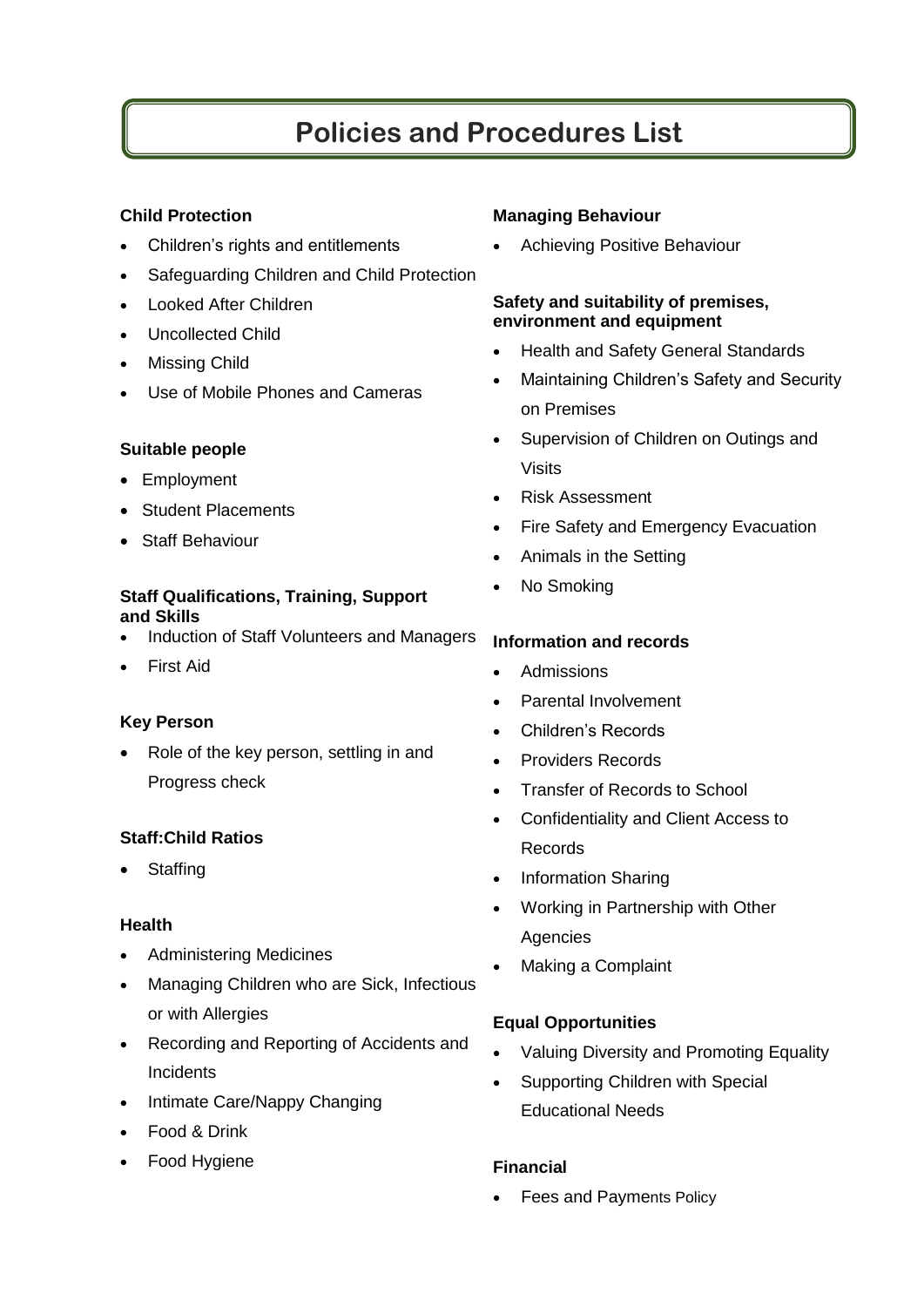# Policies and Procedures List

**Child Protection**

- Children's rights and entitlements
- Safeguarding Children and Child Protection
- Looked After Children
- Uncollected Child
- Missing Child
- Use of Mobile Phones and Cameras

**Suitable people**

- Employment
- Student Placements
- Staff Behaviour

**Staff Qualifications, Training, Support and Skills**

- Induction of Staff Volunteers and Managers
- First Aid

**Key Person**

- Role of the key person, settling in and Progress check

**Staff:Child Ratios**

- Staffing

**Health**

- Administering Medicines
- Managing Children who are Sick, Infectious or with Allergies
- Recording and Reporting of Accidents and Incidents
- Intimate Care/Nappy Changing
- Food & Drink
- Food Hygiene

**Managing Behaviour**

- Achieving Positive Behaviour

**Safety and suitability of premises, environment and equipment**

- Health and Safety General Standards
- Maintaining Children's Safety and Security on Premises
- Supervision of Children on Outings and Visits
- Risk Assessment
- Fire Safety and Emergency Evacuation
- Animals in the Setting
- No Smoking

**Information and records**

- Admissions
- Parental Involvement
- Children's Records
- Providers Records
- Transfer of Records to School
- Confidentiality and Client Access to Records
- Information Sharing
- Working in Partnership with Other Agencies
- Making a Complaint

**Equal Opportunities**

- Valuing Diversity and Promoting Equality
- Supporting Children with Special Educational Needs

**Financial**

- Fees and Payments Policy